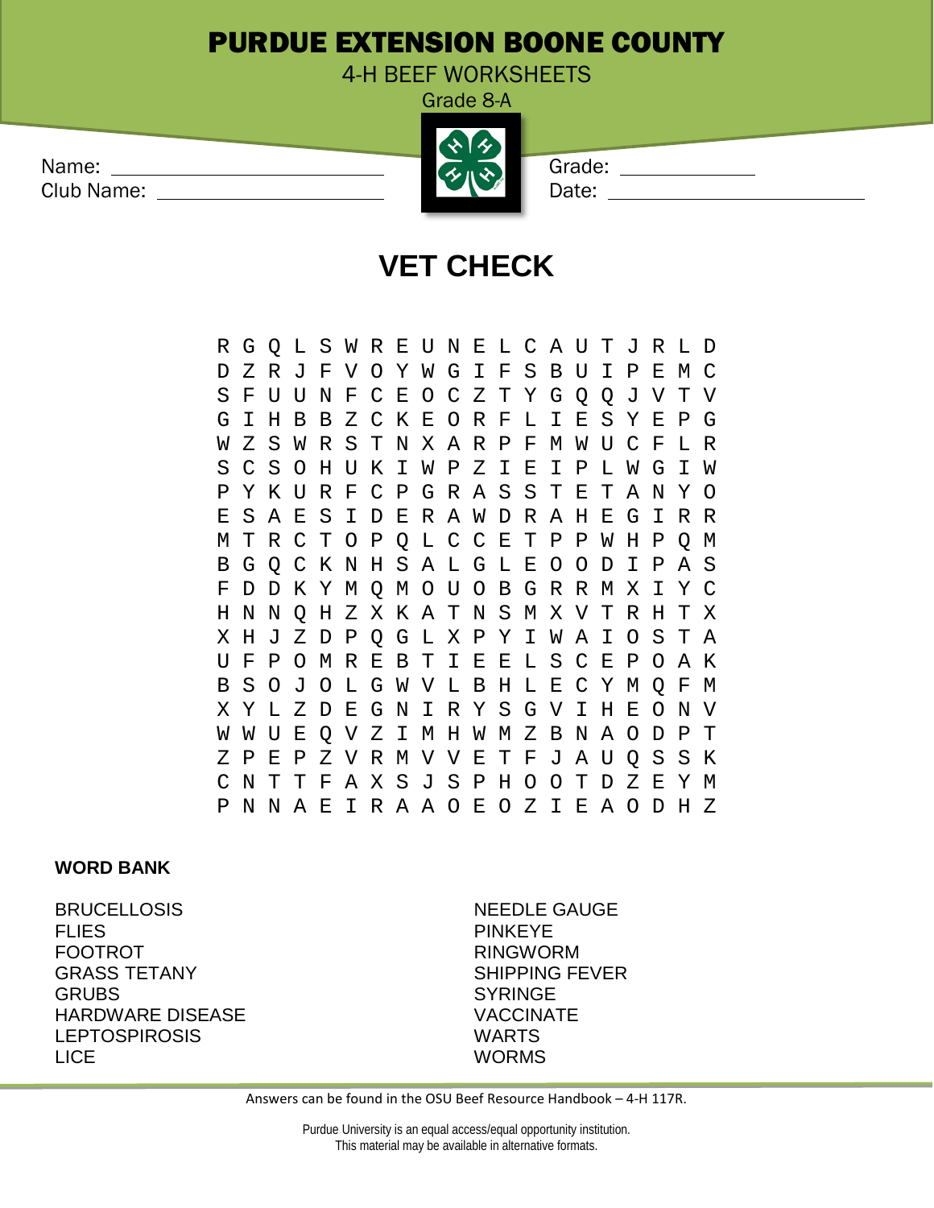# PURDUE EXTENSION BOONE COUNTY

4-H BEEF WORKSHEETS

Grade 8-A

Name: ______________________

Club Name: ______________________

Grade: ____________

Date: ______________________

## VET CHECK

```
R G Q L S W R E U N E L C A U T J R L D
D Z R J F V O Y W G I F S B U I P E M C
S F U U N F C E O C Z T Y G Q Q J V T V
G I H B B Z C K E O R F L I E S Y E P G
W Z S W R S T N X A R P F M W U C F L R
S C S O H U K I W P Z I E I P L W G I W
P Y K U R F C P G R A S S T E T A N Y O
E S A E S I D E R A W D R A H E G I R R
M T R C T O P Q L C C E T P P W H P Q M
B G Q C K N H S A L G L E O O D I P A S
F D D K Y M Q M O U O B G R R M X I Y C
H N N Q H Z X K A T N S M X V T R H T X
X H J Z D P Q G L X P Y I W A I O S T A
U F P O M R E B T I E E L S C E P O A K
B S O J O L G W V L B H L E C Y M Q F M
X Y L Z D E G N I R Y S G V I H E O N V
W W U E Q V Z I M H W M Z B N A O D P T
Z P E P Z V R M V V E T F J A U Q S S K
C N T T F A X S J S P H O O T D Z E Y M
P N N A E I R A A O E O Z I E A O D H Z
```

**WORD BANK**

BRUCELLOSIS
FLIES
FOOTROT
GRASS TETANY
GRUBS
HARDWARE DISEASE
LEPTOSPIROSIS
LICE
NEEDLE GAUGE
PINKEYE
RINGWORM
SHIPPING FEVER
SYRINGE
VACCINATE
WARTS
WORMS

Answers can be found in the OSU Beef Resource Handbook – 4-H 117R.

Purdue University is an equal access/equal opportunity institution.
This material may be available in alternative formats.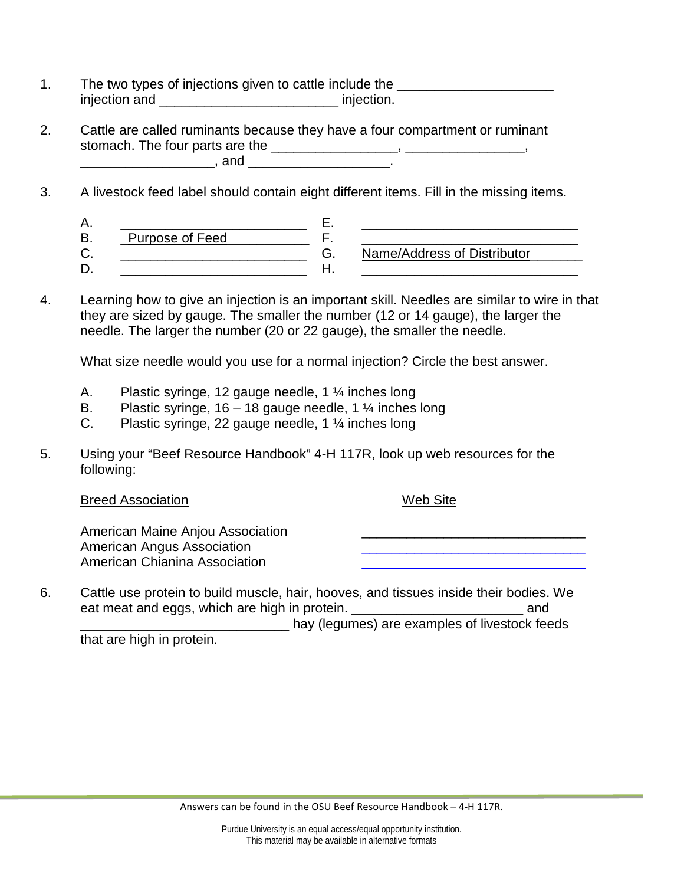1. The two types of injections given to cattle include the _____________________ injection and ________________________ injection.

2. Cattle are called ruminants because they have a four compartment or ruminant stomach. The four parts are the _________________, ________________, __________________, and ___________________.

3. A livestock feed label should contain eight different items. Fill in the missing items.

|  |  |  |  |
|---|---|---|---|
| A. | _________________________ | E. | _____________________________ |
| B. | Purpose of Feed | F. | _____________________________ |
| C. | _________________________ | G. | Name/Address of Distributor |
| D. | _________________________ | H. | _____________________________ |

4. Learning how to give an injection is an important skill. Needles are similar to wire in that they are sized by gauge. The smaller the number (12 or 14 gauge), the larger the needle. The larger the number (20 or 22 gauge), the smaller the needle.

   What size needle would you use for a normal injection? Circle the best answer.

   A. Plastic syringe, 12 gauge needle, 1 ¼ inches long
   B. Plastic syringe, 16 – 18 gauge needle, 1 ¼ inches long
   C. Plastic syringe, 22 gauge needle, 1 ¼ inches long

5. Using your "Beef Resource Handbook" 4-H 117R, look up web resources for the following:

| Breed Association | Web Site |
|---|---|
| American Maine Anjou Association | ______________________________ |
| American Angus Association | ______________________________ |
| American Chianina Association | ______________________________ |

6. Cattle use protein to build muscle, hair, hooves, and tissues inside their bodies. We eat meat and eggs, which are high in protein. _______________________ and ____________________________ hay (legumes) are examples of livestock feeds that are high in protein.

Answers can be found in the OSU Beef Resource Handbook – 4-H 117R.

Purdue University is an equal access/equal opportunity institution.
This material may be available in alternative formats